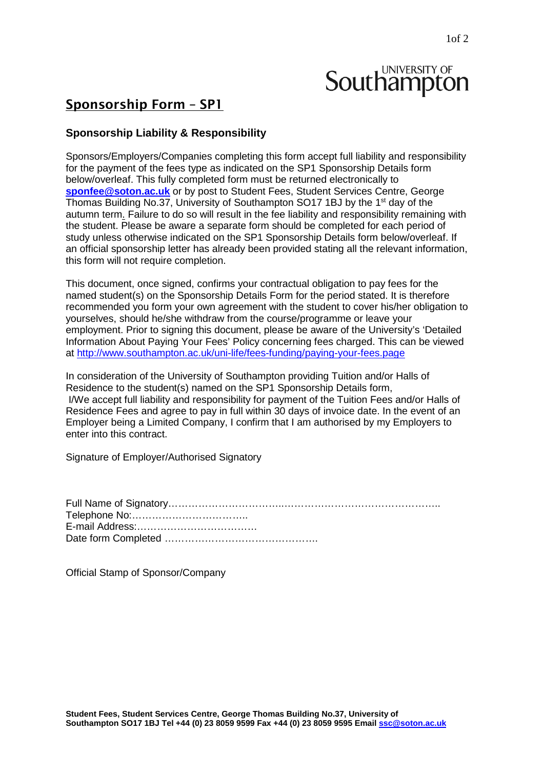# Sponsorship Form – SP1

### Sponsorship Liability & Responsibility

Sponsors/Employers/Companies completing this form accept full liability and responsibility for the payment of the fees type as indicated on the SP1 Sponsorship Details form below/overleaf. This fully completed form must be returned electronically to **sponfee@soton.ac.uk** or by post to Student Fees, Student Services Centre, George Thomas Building No.37, University of Southampton SO17 1BJ by the 1st day of the autumn term. Failure to do so will result in the fee liability and responsibility remaining with the student. Please be aware a separate form should be completed for each period of study unless otherwise indicated on the SP1 Sponsorship Details form below/overleaf. If an official sponsorship letter has already been provided stating all the relevant information, this form will not require completion.

This document, once signed, confirms your contractual obligation to pay fees for the named student(s) on the Sponsorship Details Form for the period stated. It is therefore recommended you form your own agreement with the student to cover his/her obligation to yourselves, should he/she withdraw from the course/programme or leave your employment. Prior to signing this document, please be aware of the University's 'Detailed Information About Paying Your Fees' Policy concerning fees charged. This can be viewed at http://www.southampton.ac.uk/uni-life/fees-funding/paying-your-fees.page

In consideration of the University of Southampton providing Tuition and/or Halls of Residence to the student(s) named on the SP1 Sponsorship Details form,
I/We accept full liability and responsibility for payment of the Tuition Fees and/or Halls of Residence Fees and agree to pay in full within 30 days of invoice date. In the event of an Employer being a Limited Company, I confirm that I am authorised by my Employers to enter into this contract.

Signature of Employer/Authorised Signatory

Full Name of Signatory……………………………..………………………………………..
Telephone No:……………………………..
E-mail Address:………………………………
Date form Completed ……………………………………….

Official Stamp of Sponsor/Company

**Student Fees, Student Services Centre, George Thomas Building No.37, University of Southampton SO17 1BJ Tel +44 (0) 23 8059 9599 Fax +44 (0) 23 8059 9595 Email ssc@soton.ac.uk**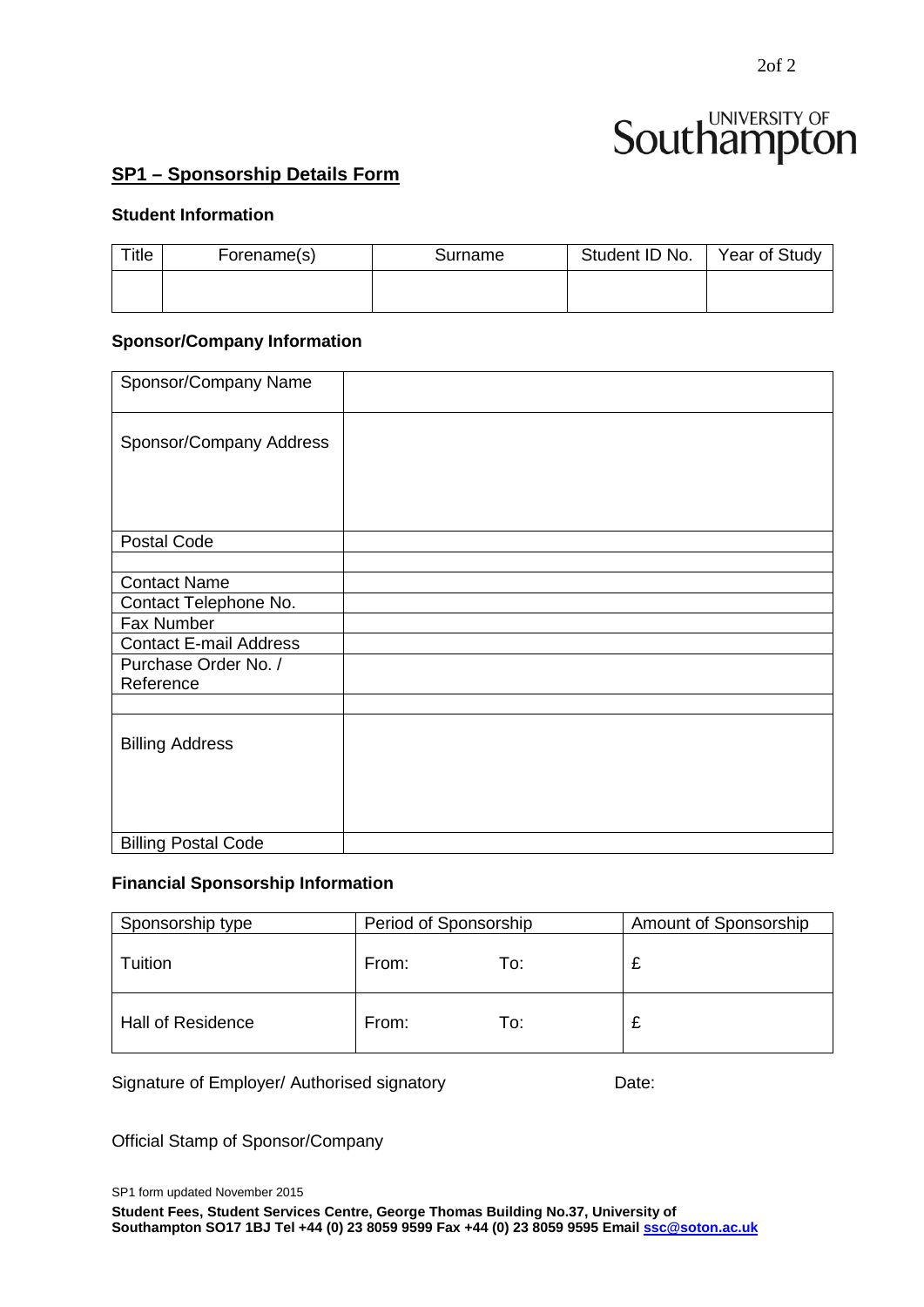UNIVERSITY OF Southampton

## SP1 – Sponsorship Details Form

### Student Information

| Title | Forename(s) | Surname | Student ID No. | Year of Study |
|---|---|---|---|---|
| | | | | |

### Sponsor/Company Information

| | |
|---|---|
| Sponsor/Company Name | |
| Sponsor/Company Address | |
| Postal Code | |
| | |
| Contact Name | |
| Contact Telephone No. | |
| Fax Number | |
| Contact E-mail Address | |
| Purchase Order No. / Reference | |
| | |
| Billing Address | |
| Billing Postal Code | |

### Financial Sponsorship Information

| Sponsorship type | Period of Sponsorship | Amount of Sponsorship |
|---|---|---|
| Tuition | From: To: | £ |
| Hall of Residence | From: To: | £ |

Signature of Employer/ Authorised signatory Date:

Official Stamp of Sponsor/Company

SP1 form updated November 2015

**Student Fees, Student Services Centre, George Thomas Building No.37, University of Southampton SO17 1BJ Tel +44 (0) 23 8059 9599 Fax +44 (0) 23 8059 9595 Email ssc@soton.ac.uk**